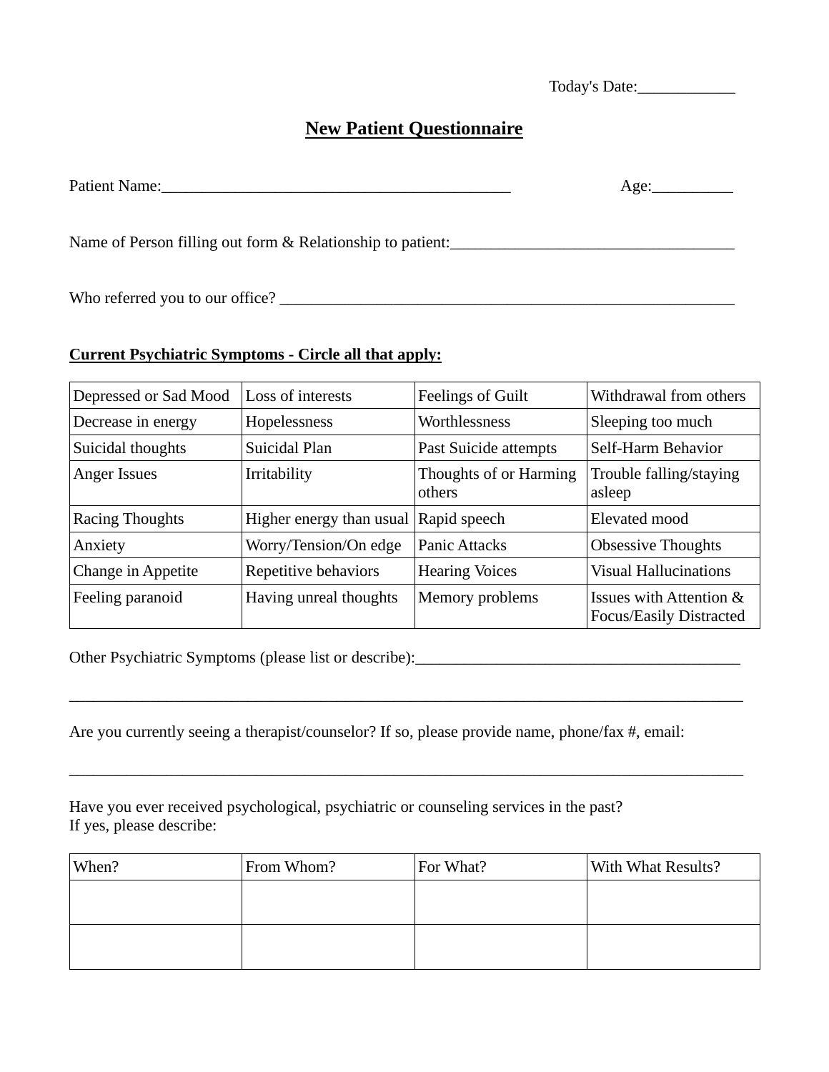Today's Date:____________

# New Patient Questionnaire

Patient Name:____________________________________________ Age:__________

Name of Person filling out form & Relationship to patient:___________________________________

Who referred you to our office? __________________________________________________________

**Current Psychiatric Symptoms - Circle all that apply:**

| Depressed or Sad Mood | Loss of interests | Feelings of Guilt | Withdrawal from others |
|---|---|---|---|
| Decrease in energy | Hopelessness | Worthlessness | Sleeping too much |
| Suicidal thoughts | Suicidal Plan | Past Suicide attempts | Self-Harm Behavior |
| Anger Issues | Irritability | Thoughts of or Harming others | Trouble falling/staying asleep |
| Racing Thoughts | Higher energy than usual | Rapid speech | Elevated mood |
| Anxiety | Worry/Tension/On edge | Panic Attacks | Obsessive Thoughts |
| Change in Appetite | Repetitive behaviors | Hearing Voices | Visual Hallucinations |
| Feeling paranoid | Having unreal thoughts | Memory problems | Issues with Attention & Focus/Easily Distracted |

Other Psychiatric Symptoms (please list or describe):________________________________________

_____________________________________________________________________________________

Are you currently seeing a therapist/counselor? If so, please provide name, phone/fax #, email:

_____________________________________________________________________________________

Have you ever received psychological, psychiatric or counseling services in the past?
If yes, please describe:

| When? | From Whom? | For What? | With What Results? |
|---|---|---|---|
| | | | |
| | | | |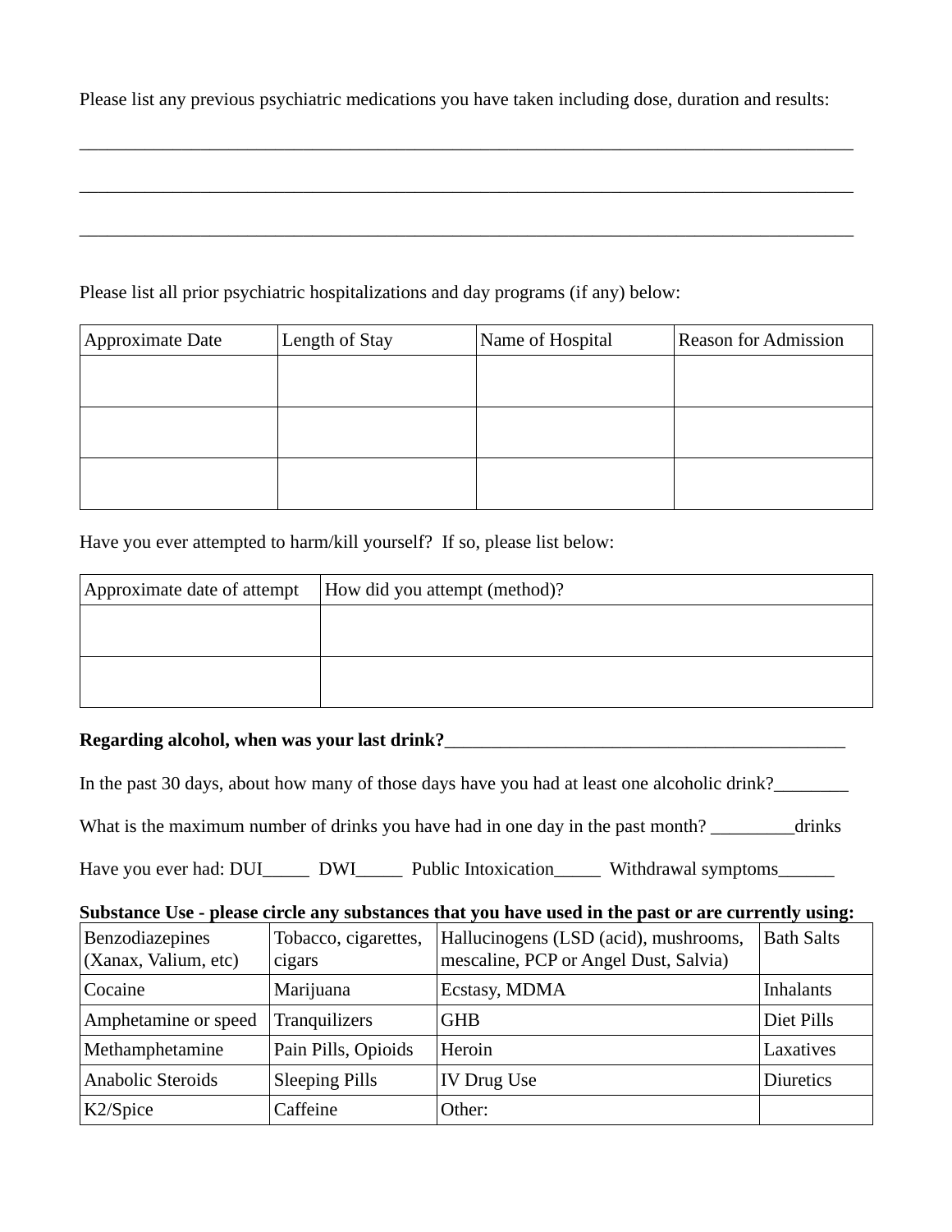Please list any previous psychiatric medications you have taken including dose, duration and results:

___________________________________________________________________________________

___________________________________________________________________________________

___________________________________________________________________________________

Please list all prior psychiatric hospitalizations and day programs (if any) below:

| Approximate Date | Length of Stay | Name of Hospital | Reason for Admission |
|---|---|---|---|
| | | | |
| | | | |
| | | | |

Have you ever attempted to harm/kill yourself? If so, please list below:

| Approximate date of attempt | How did you attempt (method)? |
|---|---|
| | |
| | |

**Regarding alcohol, when was your last drink?**_____________________________________________

In the past 30 days, about how many of those days have you had at least one alcoholic drink?________

What is the maximum number of drinks you have had in one day in the past month? _________drinks

Have you ever had: DUI_____ DWI_____ Public Intoxication_____ Withdrawal symptoms______

**Substance Use - please circle any substances that you have used in the past or are currently using:**

| Benzodiazepines (Xanax, Valium, etc) | Tobacco, cigarettes, cigars | Hallucinogens (LSD (acid), mushrooms, mescaline, PCP or Angel Dust, Salvia) | Bath Salts |
|---|---|---|---|
| Cocaine | Marijuana | Ecstasy, MDMA | Inhalants |
| Amphetamine or speed | Tranquilizers | GHB | Diet Pills |
| Methamphetamine | Pain Pills, Opioids | Heroin | Laxatives |
| Anabolic Steroids | Sleeping Pills | IV Drug Use | Diuretics |
| K2/Spice | Caffeine | Other: | |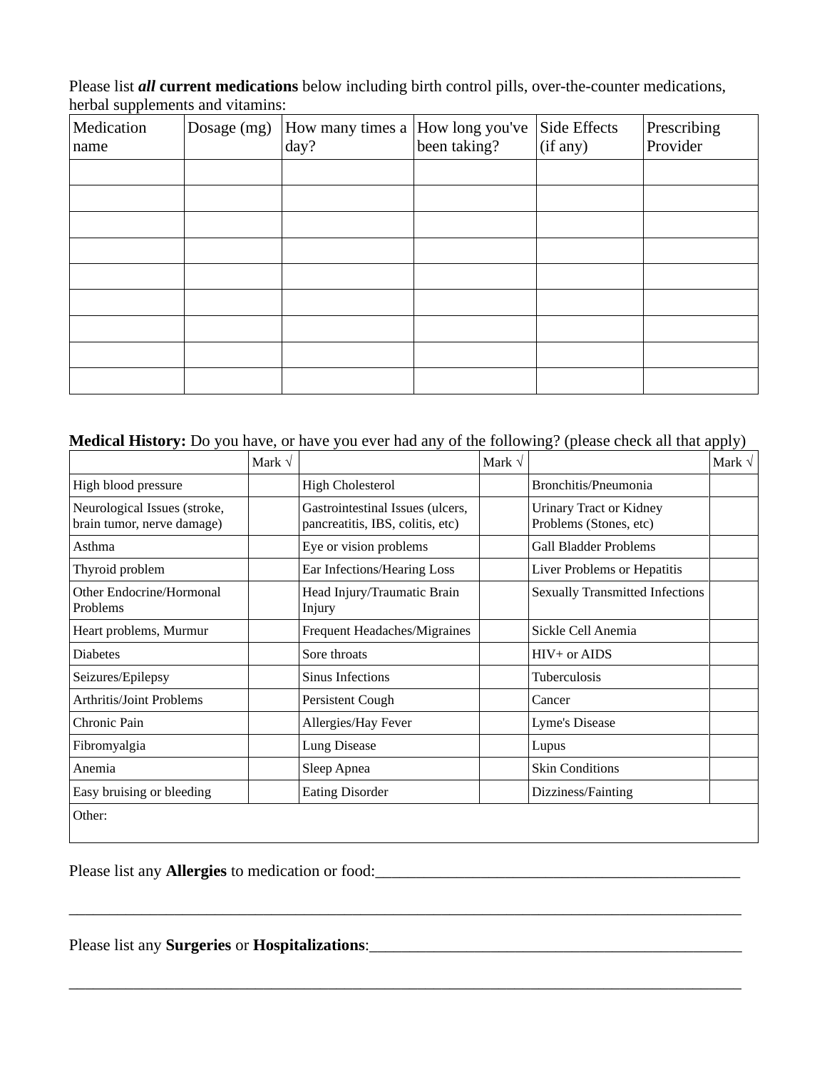Please list ***all*** **current medications** below including birth control pills, over-the-counter medications, herbal supplements and vitamins:

| Medication name | Dosage (mg) | How many times a day? | How long you've been taking? | Side Effects (if any) | Prescribing Provider |
|---|---|---|---|---|---|
| | | | | | |
| | | | | | |
| | | | | | |
| | | | | | |
| | | | | | |
| | | | | | |
| | | | | | |
| | | | | | |
| | | | | | |

**Medical History:** Do you have, or have you ever had any of the following? (please check all that apply)

| | Mark √ | | Mark √ | | Mark √ |
|---|---|---|---|---|---|
| High blood pressure | | High Cholesterol | | Bronchitis/Pneumonia | |
| Neurological Issues (stroke, brain tumor, nerve damage) | | Gastrointestinal Issues (ulcers, pancreatitis, IBS, colitis, etc) | | Urinary Tract or Kidney Problems (Stones, etc) | |
| Asthma | | Eye or vision problems | | Gall Bladder Problems | |
| Thyroid problem | | Ear Infections/Hearing Loss | | Liver Problems or Hepatitis | |
| Other Endocrine/Hormonal Problems | | Head Injury/Traumatic Brain Injury | | Sexually Transmitted Infections | |
| Heart problems, Murmur | | Frequent Headaches/Migraines | | Sickle Cell Anemia | |
| Diabetes | | Sore throats | | HIV+ or AIDS | |
| Seizures/Epilepsy | | Sinus Infections | | Tuberculosis | |
| Arthritis/Joint Problems | | Persistent Cough | | Cancer | |
| Chronic Pain | | Allergies/Hay Fever | | Lyme's Disease | |
| Fibromyalgia | | Lung Disease | | Lupus | |
| Anemia | | Sleep Apnea | | Skin Conditions | |
| Easy bruising or bleeding | | Eating Disorder | | Dizziness/Fainting | |
| Other: | | | | | |

Please list any **Allergies** to medication or food:_______________________________________________

_____________________________________________________________________________________

Please list any **Surgeries** or **Hospitalizations**:_______________________________________________

_____________________________________________________________________________________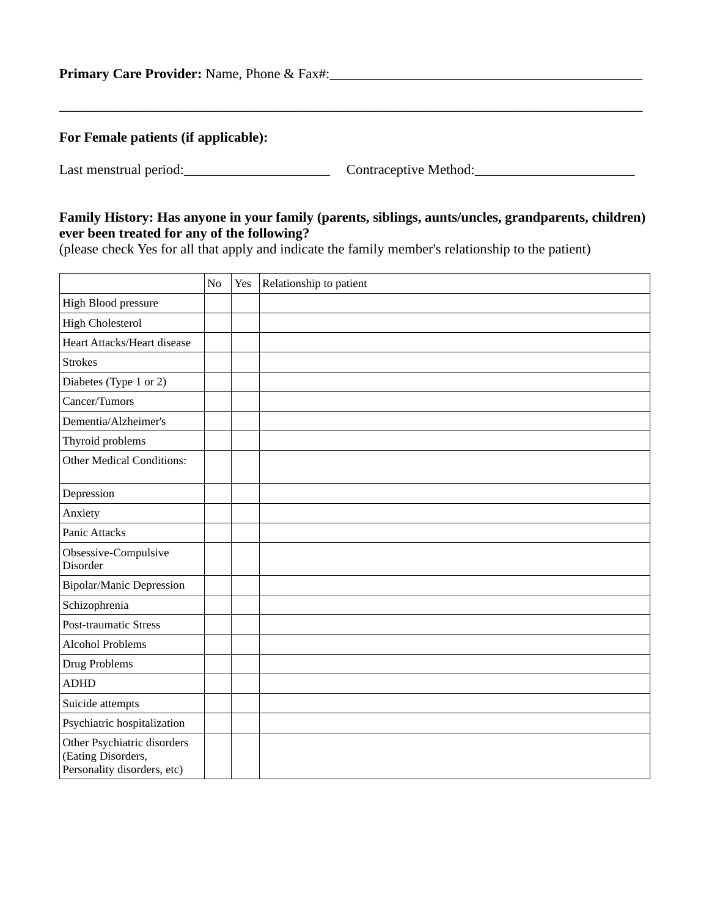**Primary Care Provider:** Name, Phone & Fax#:_______________________________________________

_______________________________________________________________________________________

**For Female patients (if applicable):**

Last menstrual period:_____________________ Contraceptive Method:_______________________

**Family History: Has anyone in your family (parents, siblings, aunts/uncles, grandparents, children) ever been treated for any of the following?**
(please check Yes for all that apply and indicate the family member's relationship to the patient)

| | No | Yes | Relationship to patient |
|---|---|---|---|
| High Blood pressure | | | |
| High Cholesterol | | | |
| Heart Attacks/Heart disease | | | |
| Strokes | | | |
| Diabetes (Type 1 or 2) | | | |
| Cancer/Tumors | | | |
| Dementia/Alzheimer's | | | |
| Thyroid problems | | | |
| Other Medical Conditions: | | | |
| Depression | | | |
| Anxiety | | | |
| Panic Attacks | | | |
| Obsessive-Compulsive Disorder | | | |
| Bipolar/Manic Depression | | | |
| Schizophrenia | | | |
| Post-traumatic Stress | | | |
| Alcohol Problems | | | |
| Drug Problems | | | |
| ADHD | | | |
| Suicide attempts | | | |
| Psychiatric hospitalization | | | |
| Other Psychiatric disorders (Eating Disorders, Personality disorders, etc) | | | |